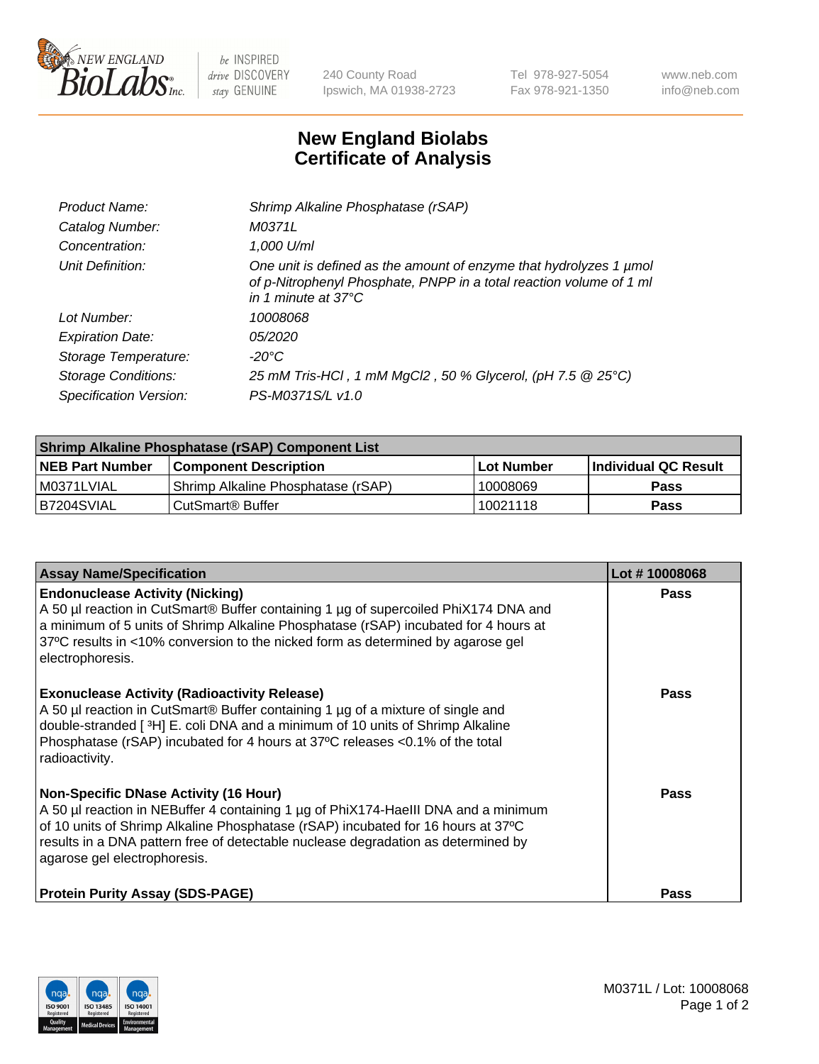New England BioLabs Inc. — be INSPIRED drive DISCOVERY stay GENUINE

240 County Road
Ipswich, MA 01938-2723

Tel 978-927-5054
Fax 978-921-1350

www.neb.com
info@neb.com

# New England Biolabs Certificate of Analysis

| | |
|---|---|
| *Product Name:* | *Shrimp Alkaline Phosphatase (rSAP)* |
| *Catalog Number:* | *M0371L* |
| *Concentration:* | *1,000 U/ml* |
| *Unit Definition:* | *One unit is defined as the amount of enzyme that hydrolyzes 1 µmol of p-Nitrophenyl Phosphate, PNPP in a total reaction volume of 1 ml in 1 minute at 37°C* |
| *Lot Number:* | *10008068* |
| *Expiration Date:* | *05/2020* |
| *Storage Temperature:* | *-20°C* |
| *Storage Conditions:* | *25 mM Tris-HCl , 1 mM $MgCl_2$ , 50 % Glycerol, (pH 7.5 @ 25°C)* |
| *Specification Version:* | *PS-M0371S/L v1.0* |

| Shrimp Alkaline Phosphatase (rSAP) Component List | | | |
|---|---|---|---|
| **NEB Part Number** | **Component Description** | **Lot Number** | **Individual QC Result** |
| M0371LVIAL | Shrimp Alkaline Phosphatase (rSAP) | 10008069 | **Pass** |
| B7204SVIAL | CutSmart® Buffer | 10021118 | **Pass** |

| Assay Name/Specification | Lot # 10008068 |
|---|---|
| **Endonuclease Activity (Nicking)**<br>A 50 µl reaction in CutSmart® Buffer containing 1 µg of supercoiled PhiX174 DNA and a minimum of 5 units of Shrimp Alkaline Phosphatase (rSAP) incubated for 4 hours at 37ºC results in <10% conversion to the nicked form as determined by agarose gel electrophoresis. | **Pass** |
| **Exonuclease Activity (Radioactivity Release)**<br>A 50 µl reaction in CutSmart® Buffer containing 1 µg of a mixture of single and double-stranded [ $^3$H] E. coli DNA and a minimum of 10 units of Shrimp Alkaline Phosphatase (rSAP) incubated for 4 hours at 37ºC releases <0.1% of the total radioactivity. | **Pass** |
| **Non-Specific DNase Activity (16 Hour)**<br>A 50 µl reaction in NEBuffer 4 containing 1 µg of PhiX174-HaeIII DNA and a minimum of 10 units of Shrimp Alkaline Phosphatase (rSAP) incubated for 16 hours at 37ºC results in a DNA pattern free of detectable nuclease degradation as determined by agarose gel electrophoresis. | **Pass** |
| **Protein Purity Assay (SDS-PAGE)** | **Pass** |

M0371L / Lot: 10008068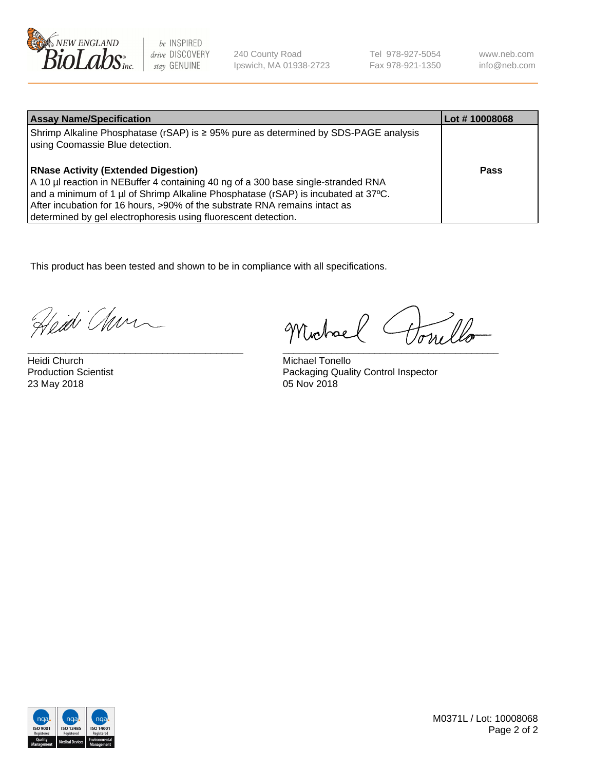240 County Road
Ipswich, MA 01938-2723

Tel 978-927-5054
Fax 978-921-1350

www.neb.com
info@neb.com

| Assay Name/Specification | Lot # 10008068 |
| --- | --- |
| Shrimp Alkaline Phosphatase (rSAP) is ≥ 95% pure as determined by SDS-PAGE analysis using Coomassie Blue detection. | |
| **RNase Activity (Extended Digestion)**<br>A 10 µl reaction in NEBuffer 4 containing 40 ng of a 300 base single-stranded RNA and a minimum of 1 µl of Shrimp Alkaline Phosphatase (rSAP) is incubated at 37ºC. After incubation for 16 hours, >90% of the substrate RNA remains intact as determined by gel electrophoresis using fluorescent detection. | **Pass** |

This product has been tested and shown to be in compliance with all specifications.

Heidi Church
Production Scientist
23 May 2018

Michael Tonello
Packaging Quality Control Inspector
05 Nov 2018

M0371L / Lot: 10008068